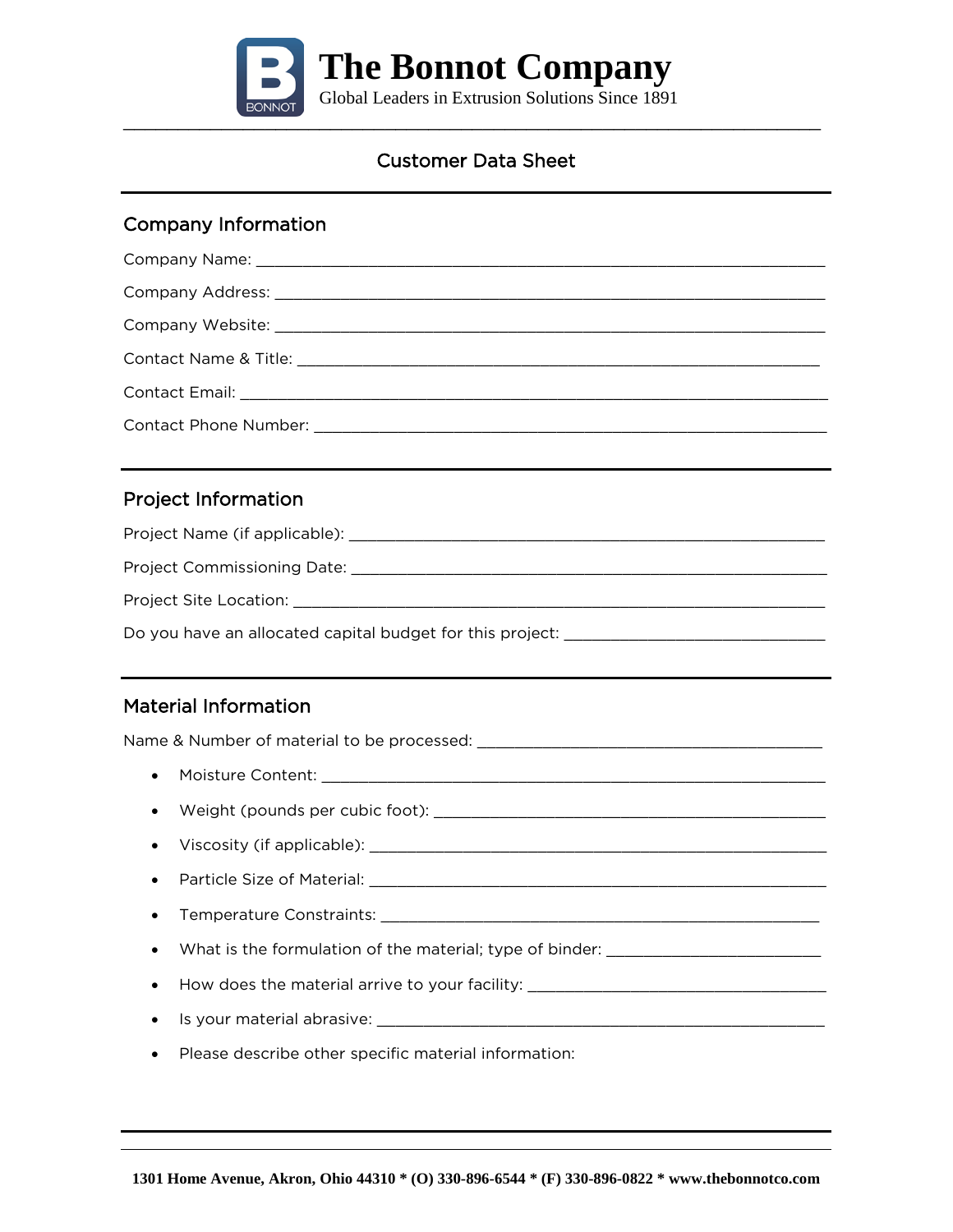# The Bonnot Company

Global Leaders in Extrusion Solutions Since 1891

## Customer Data Sheet

### Company Information

Company Name: ___________________________________________________________________

Company Address: ________________________________________________________________

Company Website: ________________________________________________________________

Contact Name & Title: ____________________________________________________________

Contact Email: ___________________________________________________________________

Contact Phone Number: ___________________________________________________________

### Project Information

Project Name (if applicable): _______________________________________________________

Project Commissioning Date: ________________________________________________________

Project Site Location: _____________________________________________________________

Do you have an allocated capital budget for this project: ______________________________

### Material Information

Name & Number of material to be processed: _______________________________________

- Moisture Content: ______________________________________________________________
- Weight (pounds per cubic foot): __________________________________________________
- Viscosity (if applicable): _________________________________________________________
- Particle Size of Material: ________________________________________________________
- Temperature Constraints: _______________________________________________________
- What is the formulation of the material; type of binder: _________________________
- How does the material arrive to your facility: __________________________________
- Is your material abrasive: ________________________________________________________
- Please describe other specific material information:

1301 Home Avenue, Akron, Ohio 44310 * (O) 330-896-6544 * (F) 330-896-0822 * www.thebonnotco.com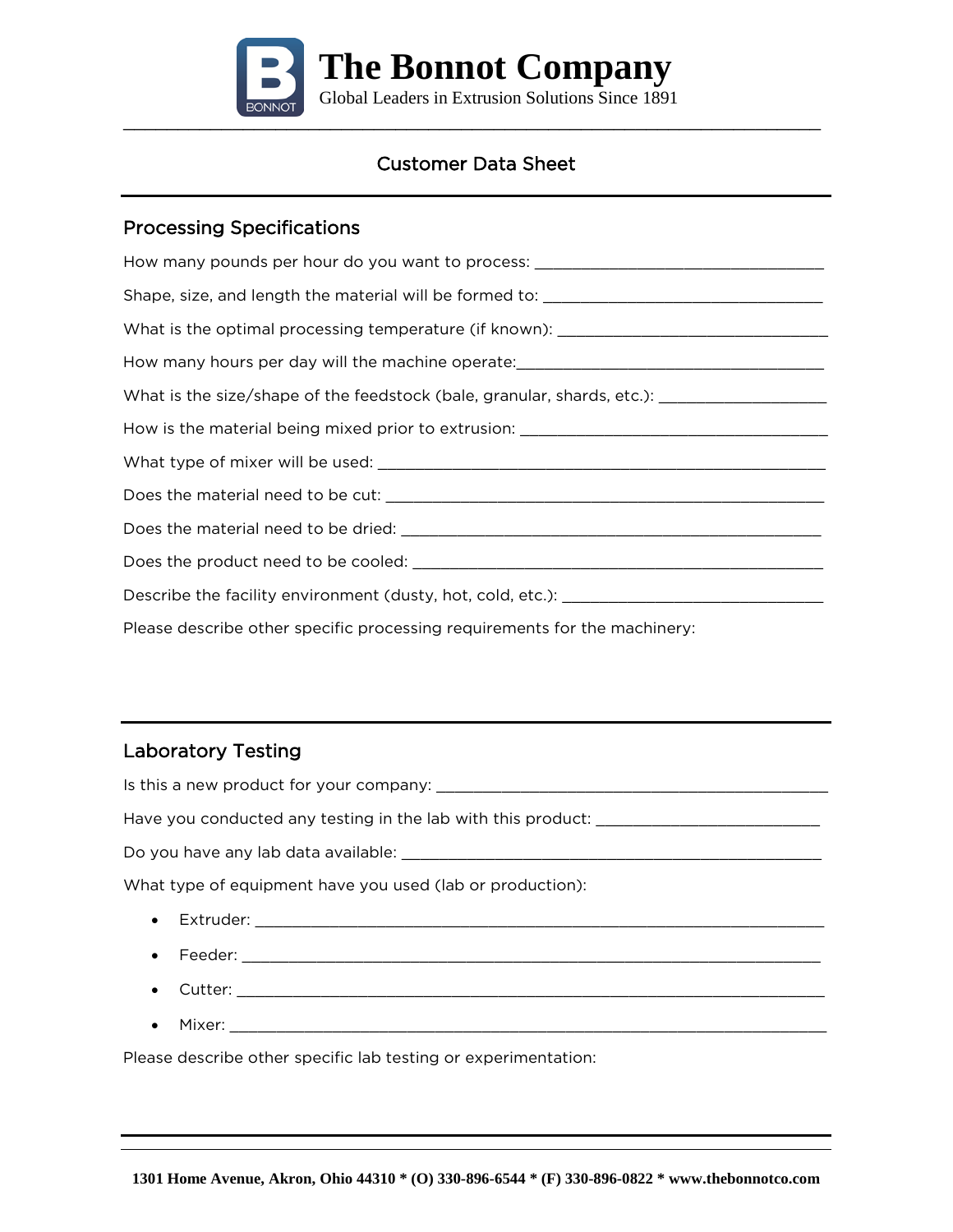# The Bonnot Company

Global Leaders in Extrusion Solutions Since 1891

## Customer Data Sheet

### Processing Specifications

How many pounds per hour do you want to process: ___________________________________

Shape, size, and length the material will be formed to: ________________________________

What is the optimal processing temperature (if known): ________________________________

How many hours per day will the machine operate:___________________________________

What is the size/shape of the feedstock (bale, granular, shards, etc.): ___________________

How is the material being mixed prior to extrusion: ___________________________________

What type of mixer will be used: ____________________________________________________

Does the material need to be cut: ___________________________________________________

Does the material need to be dried: _________________________________________________

Does the product need to be cooled: _________________________________________________

Describe the facility environment (dusty, hot, cold, etc.): _______________________________

Please describe other specific processing requirements for the machinery:

### Laboratory Testing

Is this a new product for your company: _____________________________________________

Have you conducted any testing in the lab with this product: __________________________

Do you have any lab data available: _________________________________________________

What type of equipment have you used (lab or production):

- Extruder: ________________________________________________________________
- Feeder: _________________________________________________________________
- Cutter: __________________________________________________________________
- Mixer: ___________________________________________________________________

Please describe other specific lab testing or experimentation:

**1301 Home Avenue, Akron, Ohio 44310 * (O) 330-896-6544 * (F) 330-896-0822 * www.thebonnotco.com**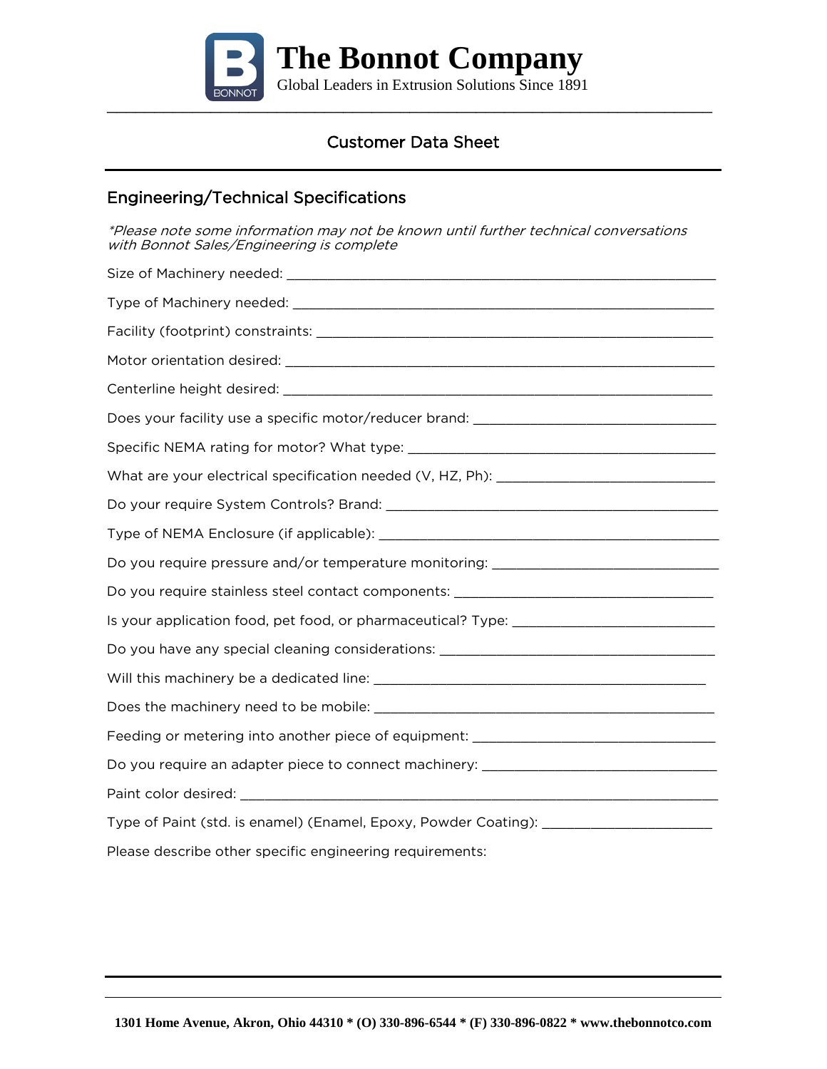# The Bonnot Company

Global Leaders in Extrusion Solutions Since 1891

## Customer Data Sheet

### Engineering/Technical Specifications

*\*Please note some information may not be known until further technical conversations with Bonnot Sales/Engineering is complete*

Size of Machinery needed: ___________________________________________

Type of Machinery needed: ___________________________________________

Facility (footprint) constraints: ______________________________________

Motor orientation desired: ___________________________________________

Centerline height desired: ___________________________________________

Does your facility use a specific motor/reducer brand: _______________________

Specific NEMA rating for motor? What type: ____________________________

What are your electrical specification needed (V, HZ, Ph): ____________________

Do your require System Controls? Brand: _______________________________

Type of NEMA Enclosure (if applicable): _______________________________

Do you require pressure and/or temperature monitoring: ______________________

Do you require stainless steel contact components: _________________________

Is your application food, pet food, or pharmaceutical? Type: ___________________

Do you have any special cleaning considerations: ___________________________

Will this machinery be a dedicated line: _________________________________

Does the machinery need to be mobile: __________________________________

Feeding or metering into another piece of equipment: _______________________

Do you require an adapter piece to connect machinery: _______________________

Paint color desired: _______________________________________________

Type of Paint (std. is enamel) (Enamel, Epoxy, Powder Coating): ________________

Please describe other specific engineering requirements:

**1301 Home Avenue, Akron, Ohio 44310 * (O) 330-896-6544 * (F) 330-896-0822 * www.thebonnotco.com**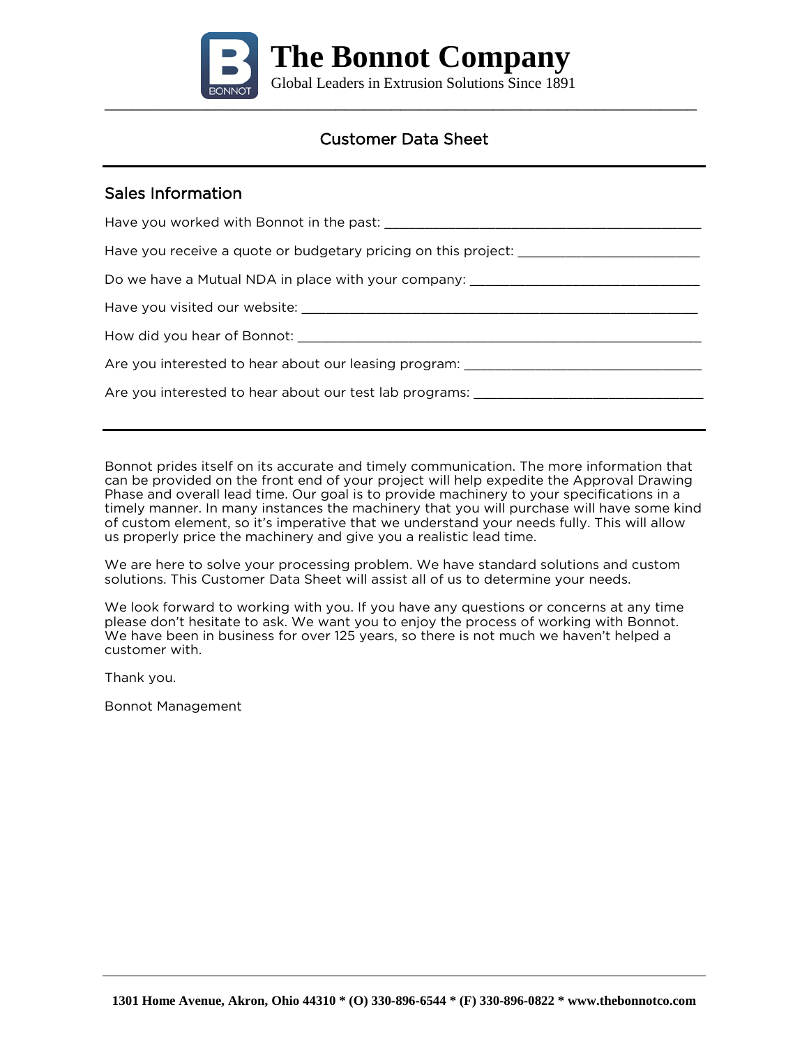# The Bonnot Company

Global Leaders in Extrusion Solutions Since 1891

## Customer Data Sheet

### Sales Information

Have you worked with Bonnot in the past: ___________________________________________

Have you receive a quote or budgetary pricing on this project: _________________________

Do we have a Mutual NDA in place with your company: _______________________________

Have you visited our website: ______________________________________________________

How did you hear of Bonnot: _______________________________________________________

Are you interested to hear about our leasing program: ________________________________

Are you interested to hear about our test lab programs: _______________________________

Bonnot prides itself on its accurate and timely communication. The more information that can be provided on the front end of your project will help expedite the Approval Drawing Phase and overall lead time. Our goal is to provide machinery to your specifications in a timely manner. In many instances the machinery that you will purchase will have some kind of custom element, so it's imperative that we understand your needs fully. This will allow us properly price the machinery and give you a realistic lead time.

We are here to solve your processing problem. We have standard solutions and custom solutions. This Customer Data Sheet will assist all of us to determine your needs.

We look forward to working with you. If you have any questions or concerns at any time please don't hesitate to ask. We want you to enjoy the process of working with Bonnot. We have been in business for over 125 years, so there is not much we haven't helped a customer with.

Thank you.

Bonnot Management

**1301 Home Avenue, Akron, Ohio 44310 * (O) 330-896-6544 * (F) 330-896-0822 * www.thebonnotco.com**